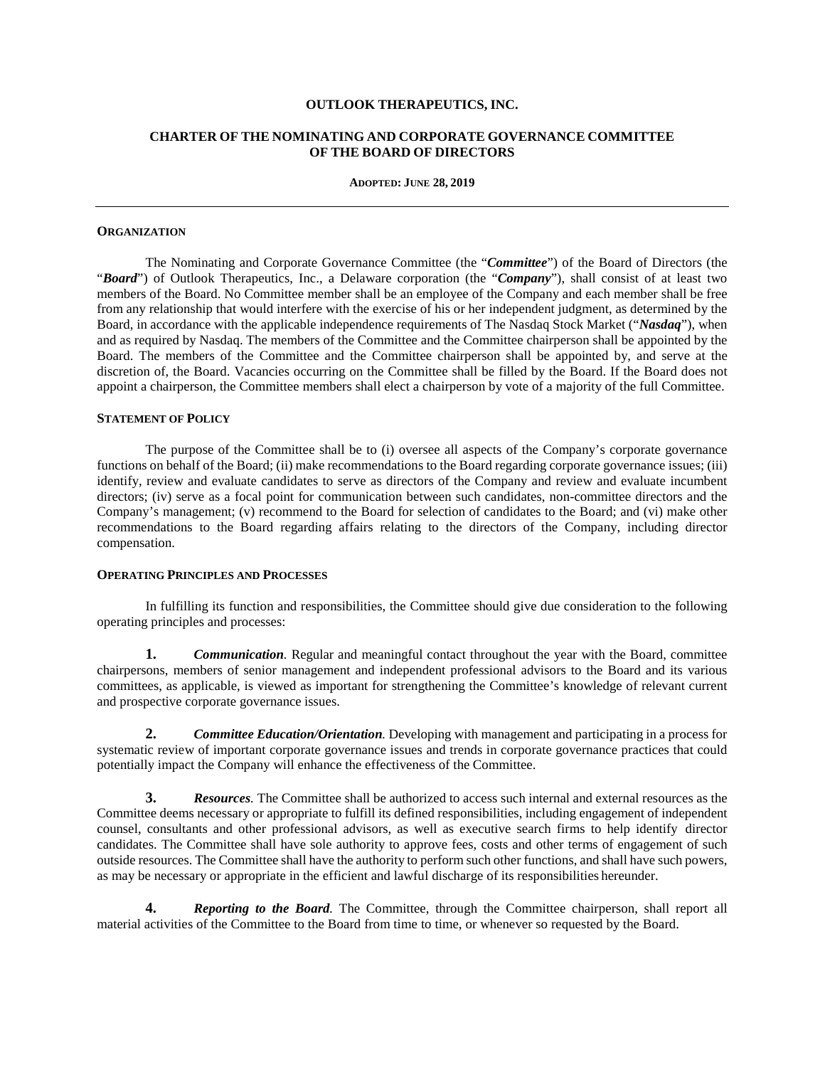# OUTLOOK THERAPEUTICS, INC.

## CHARTER OF THE NOMINATING AND CORPORATE GOVERNANCE COMMITTEE OF THE BOARD OF DIRECTORS

**ADOPTED: JUNE 28, 2019**

---

### ORGANIZATION

The Nominating and Corporate Governance Committee (the "***Committee***") of the Board of Directors (the "***Board***") of Outlook Therapeutics, Inc., a Delaware corporation (the "***Company***"), shall consist of at least two members of the Board. No Committee member shall be an employee of the Company and each member shall be free from any relationship that would interfere with the exercise of his or her independent judgment, as determined by the Board, in accordance with the applicable independence requirements of The Nasdaq Stock Market ("***Nasdaq***"), when and as required by Nasdaq. The members of the Committee and the Committee chairperson shall be appointed by the Board. The members of the Committee and the Committee chairperson shall be appointed by, and serve at the discretion of, the Board. Vacancies occurring on the Committee shall be filled by the Board. If the Board does not appoint a chairperson, the Committee members shall elect a chairperson by vote of a majority of the full Committee.

### STATEMENT OF POLICY

The purpose of the Committee shall be to (i) oversee all aspects of the Company's corporate governance functions on behalf of the Board; (ii) make recommendations to the Board regarding corporate governance issues; (iii) identify, review and evaluate candidates to serve as directors of the Company and review and evaluate incumbent directors; (iv) serve as a focal point for communication between such candidates, non-committee directors and the Company's management; (v) recommend to the Board for selection of candidates to the Board; and (vi) make other recommendations to the Board regarding affairs relating to the directors of the Company, including director compensation.

### OPERATING PRINCIPLES AND PROCESSES

In fulfilling its function and responsibilities, the Committee should give due consideration to the following operating principles and processes:

**1.** ***Communication.*** Regular and meaningful contact throughout the year with the Board, committee chairpersons, members of senior management and independent professional advisors to the Board and its various committees, as applicable, is viewed as important for strengthening the Committee's knowledge of relevant current and prospective corporate governance issues.

**2.** ***Committee Education/Orientation.*** Developing with management and participating in a process for systematic review of important corporate governance issues and trends in corporate governance practices that could potentially impact the Company will enhance the effectiveness of the Committee.

**3.** ***Resources.*** The Committee shall be authorized to access such internal and external resources as the Committee deems necessary or appropriate to fulfill its defined responsibilities, including engagement of independent counsel, consultants and other professional advisors, as well as executive search firms to help identify director candidates. The Committee shall have sole authority to approve fees, costs and other terms of engagement of such outside resources. The Committee shall have the authority to perform such other functions, and shall have such powers, as may be necessary or appropriate in the efficient and lawful discharge of its responsibilities hereunder.

**4.** ***Reporting to the Board.*** The Committee, through the Committee chairperson, shall report all material activities of the Committee to the Board from time to time, or whenever so requested by the Board.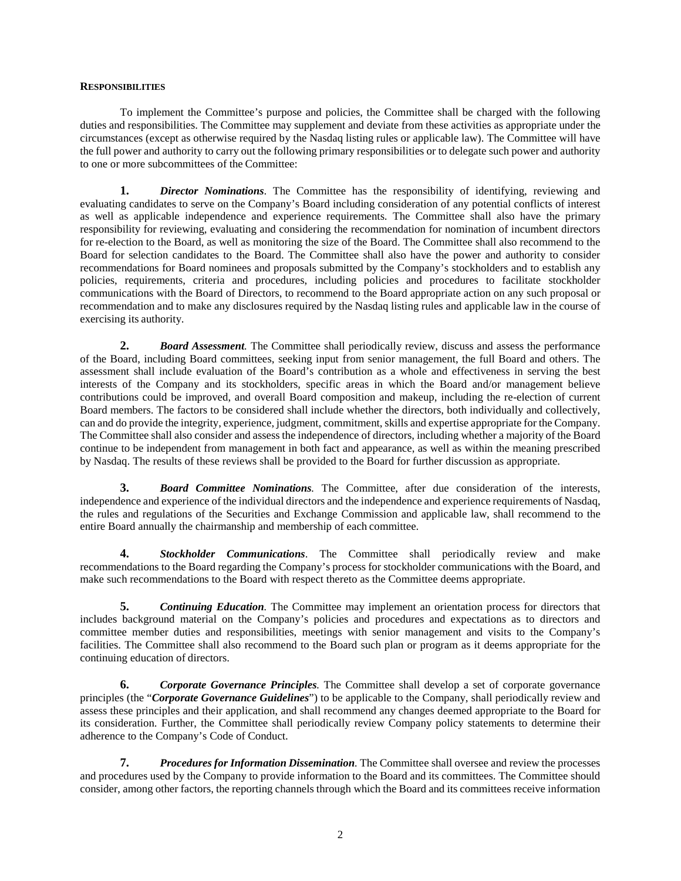**RESPONSIBILITIES**

To implement the Committee's purpose and policies, the Committee shall be charged with the following duties and responsibilities. The Committee may supplement and deviate from these activities as appropriate under the circumstances (except as otherwise required by the Nasdaq listing rules or applicable law). The Committee will have the full power and authority to carry out the following primary responsibilities or to delegate such power and authority to one or more subcommittees of the Committee:

**1.** ***Director Nominations***. The Committee has the responsibility of identifying, reviewing and evaluating candidates to serve on the Company's Board including consideration of any potential conflicts of interest as well as applicable independence and experience requirements. The Committee shall also have the primary responsibility for reviewing, evaluating and considering the recommendation for nomination of incumbent directors for re-election to the Board, as well as monitoring the size of the Board. The Committee shall also recommend to the Board for selection candidates to the Board. The Committee shall also have the power and authority to consider recommendations for Board nominees and proposals submitted by the Company's stockholders and to establish any policies, requirements, criteria and procedures, including policies and procedures to facilitate stockholder communications with the Board of Directors, to recommend to the Board appropriate action on any such proposal or recommendation and to make any disclosures required by the Nasdaq listing rules and applicable law in the course of exercising its authority.

**2.** ***Board Assessment***. The Committee shall periodically review, discuss and assess the performance of the Board, including Board committees, seeking input from senior management, the full Board and others. The assessment shall include evaluation of the Board's contribution as a whole and effectiveness in serving the best interests of the Company and its stockholders, specific areas in which the Board and/or management believe contributions could be improved, and overall Board composition and makeup, including the re-election of current Board members. The factors to be considered shall include whether the directors, both individually and collectively, can and do provide the integrity, experience, judgment, commitment, skills and expertise appropriate for the Company. The Committee shall also consider and assess the independence of directors, including whether a majority of the Board continue to be independent from management in both fact and appearance, as well as within the meaning prescribed by Nasdaq. The results of these reviews shall be provided to the Board for further discussion as appropriate.

**3.** ***Board Committee Nominations***. The Committee, after due consideration of the interests, independence and experience of the individual directors and the independence and experience requirements of Nasdaq, the rules and regulations of the Securities and Exchange Commission and applicable law, shall recommend to the entire Board annually the chairmanship and membership of each committee.

**4.** ***Stockholder Communications***. The Committee shall periodically review and make recommendations to the Board regarding the Company's process for stockholder communications with the Board, and make such recommendations to the Board with respect thereto as the Committee deems appropriate.

**5.** ***Continuing Education***. The Committee may implement an orientation process for directors that includes background material on the Company's policies and procedures and expectations as to directors and committee member duties and responsibilities, meetings with senior management and visits to the Company's facilities. The Committee shall also recommend to the Board such plan or program as it deems appropriate for the continuing education of directors.

**6.** ***Corporate Governance Principles***. The Committee shall develop a set of corporate governance principles (the "***Corporate Governance Guidelines***") to be applicable to the Company, shall periodically review and assess these principles and their application, and shall recommend any changes deemed appropriate to the Board for its consideration. Further, the Committee shall periodically review Company policy statements to determine their adherence to the Company's Code of Conduct.

**7.** ***Procedures for Information Dissemination***. The Committee shall oversee and review the processes and procedures used by the Company to provide information to the Board and its committees. The Committee should consider, among other factors, the reporting channels through which the Board and its committees receive information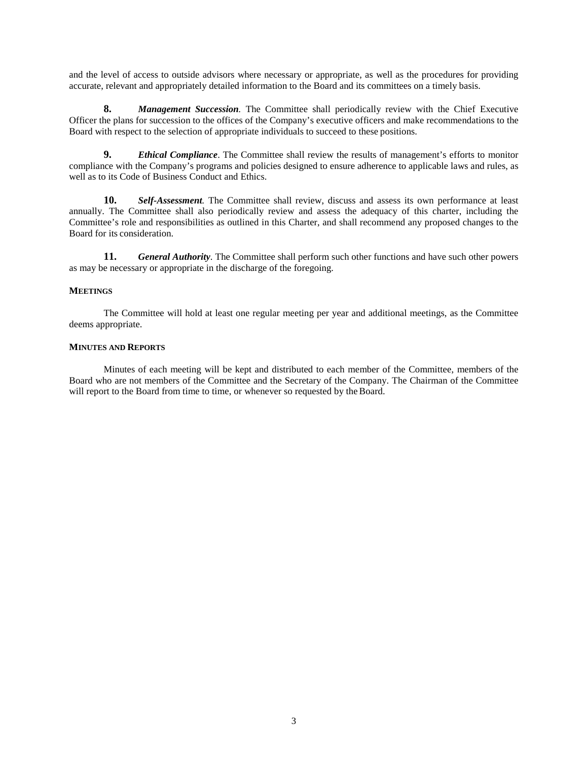and the level of access to outside advisors where necessary or appropriate, as well as the procedures for providing accurate, relevant and appropriately detailed information to the Board and its committees on a timely basis.

**8.** ***Management Succession***. The Committee shall periodically review with the Chief Executive Officer the plans for succession to the offices of the Company's executive officers and make recommendations to the Board with respect to the selection of appropriate individuals to succeed to these positions.

**9.** ***Ethical Compliance***. The Committee shall review the results of management's efforts to monitor compliance with the Company's programs and policies designed to ensure adherence to applicable laws and rules, as well as to its Code of Business Conduct and Ethics.

**10.** ***Self-Assessment***. The Committee shall review, discuss and assess its own performance at least annually. The Committee shall also periodically review and assess the adequacy of this charter, including the Committee's role and responsibilities as outlined in this Charter, and shall recommend any proposed changes to the Board for its consideration.

**11.** ***General Authority***. The Committee shall perform such other functions and have such other powers as may be necessary or appropriate in the discharge of the foregoing.

**MEETINGS**

The Committee will hold at least one regular meeting per year and additional meetings, as the Committee deems appropriate.

**MINUTES AND REPORTS**

Minutes of each meeting will be kept and distributed to each member of the Committee, members of the Board who are not members of the Committee and the Secretary of the Company. The Chairman of the Committee will report to the Board from time to time, or whenever so requested by the Board.